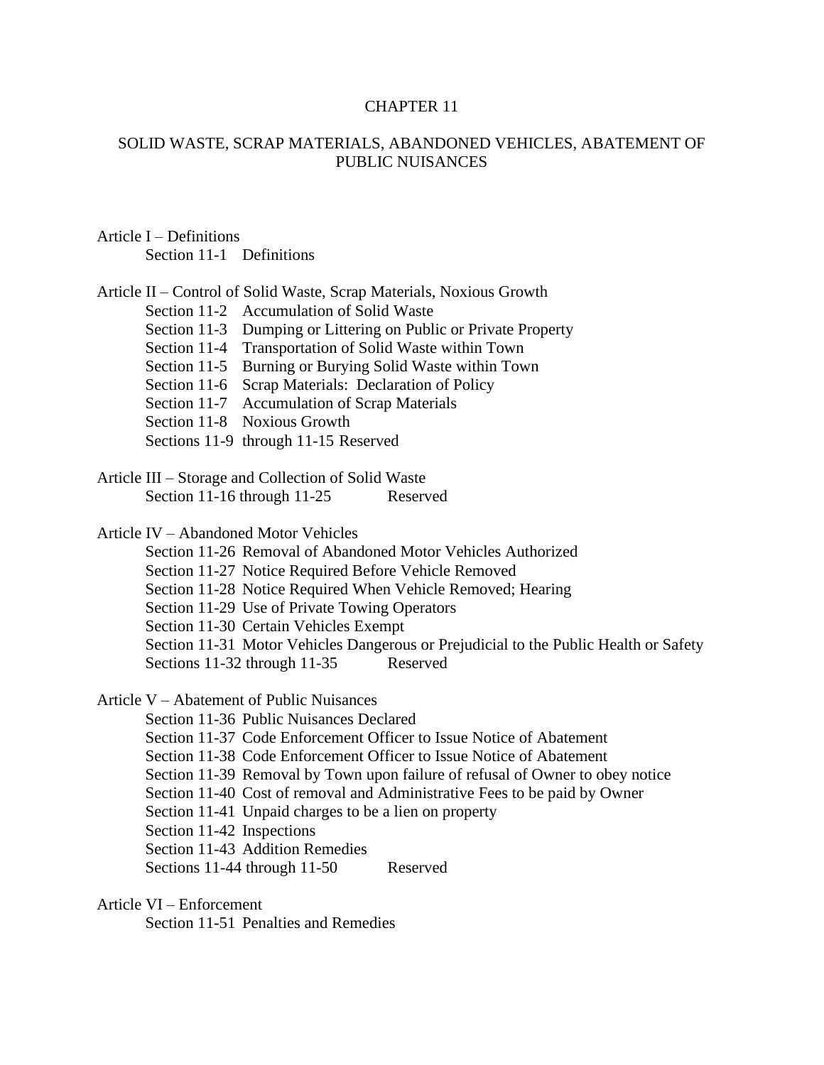# CHAPTER 11

## SOLID WASTE, SCRAP MATERIALS, ABANDONED VEHICLES, ABATEMENT OF PUBLIC NUISANCES

Article I – Definitions
- Section 11-1 Definitions

Article II – Control of Solid Waste, Scrap Materials, Noxious Growth
- Section 11-2 Accumulation of Solid Waste
- Section 11-3 Dumping or Littering on Public or Private Property
- Section 11-4 Transportation of Solid Waste within Town
- Section 11-5 Burning or Burying Solid Waste within Town
- Section 11-6 Scrap Materials: Declaration of Policy
- Section 11-7 Accumulation of Scrap Materials
- Section 11-8 Noxious Growth
- Sections 11-9 through 11-15 Reserved

Article III – Storage and Collection of Solid Waste
- Section 11-16 through 11-25 Reserved

Article IV – Abandoned Motor Vehicles
- Section 11-26 Removal of Abandoned Motor Vehicles Authorized
- Section 11-27 Notice Required Before Vehicle Removed
- Section 11-28 Notice Required When Vehicle Removed; Hearing
- Section 11-29 Use of Private Towing Operators
- Section 11-30 Certain Vehicles Exempt
- Section 11-31 Motor Vehicles Dangerous or Prejudicial to the Public Health or Safety
- Sections 11-32 through 11-35 Reserved

Article V – Abatement of Public Nuisances
- Section 11-36 Public Nuisances Declared
- Section 11-37 Code Enforcement Officer to Issue Notice of Abatement
- Section 11-38 Code Enforcement Officer to Issue Notice of Abatement
- Section 11-39 Removal by Town upon failure of refusal of Owner to obey notice
- Section 11-40 Cost of removal and Administrative Fees to be paid by Owner
- Section 11-41 Unpaid charges to be a lien on property
- Section 11-42 Inspections
- Section 11-43 Addition Remedies
- Sections 11-44 through 11-50 Reserved

Article VI – Enforcement
- Section 11-51 Penalties and Remedies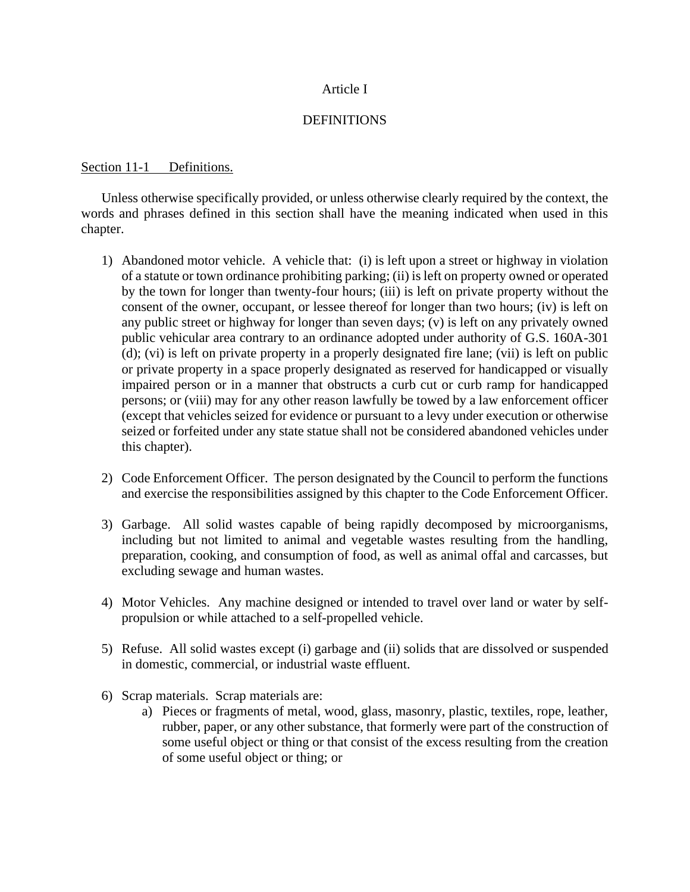# Article I

## DEFINITIONS

<u>Section 11-1 Definitions.</u>

Unless otherwise specifically provided, or unless otherwise clearly required by the context, the words and phrases defined in this section shall have the meaning indicated when used in this chapter.

1) Abandoned motor vehicle. A vehicle that: (i) is left upon a street or highway in violation of a statute or town ordinance prohibiting parking; (ii) is left on property owned or operated by the town for longer than twenty-four hours; (iii) is left on private property without the consent of the owner, occupant, or lessee thereof for longer than two hours; (iv) is left on any public street or highway for longer than seven days; (v) is left on any privately owned public vehicular area contrary to an ordinance adopted under authority of G.S. 160A-301 (d); (vi) is left on private property in a properly designated fire lane; (vii) is left on public or private property in a space properly designated as reserved for handicapped or visually impaired person or in a manner that obstructs a curb cut or curb ramp for handicapped persons; or (viii) may for any other reason lawfully be towed by a law enforcement officer (except that vehicles seized for evidence or pursuant to a levy under execution or otherwise seized or forfeited under any state statue shall not be considered abandoned vehicles under this chapter).

2) Code Enforcement Officer. The person designated by the Council to perform the functions and exercise the responsibilities assigned by this chapter to the Code Enforcement Officer.

3) Garbage. All solid wastes capable of being rapidly decomposed by microorganisms, including but not limited to animal and vegetable wastes resulting from the handling, preparation, cooking, and consumption of food, as well as animal offal and carcasses, but excluding sewage and human wastes.

4) Motor Vehicles. Any machine designed or intended to travel over land or water by self-propulsion or while attached to a self-propelled vehicle.

5) Refuse. All solid wastes except (i) garbage and (ii) solids that are dissolved or suspended in domestic, commercial, or industrial waste effluent.

6) Scrap materials. Scrap materials are:
   a) Pieces or fragments of metal, wood, glass, masonry, plastic, textiles, rope, leather, rubber, paper, or any other substance, that formerly were part of the construction of some useful object or thing or that consist of the excess resulting from the creation of some useful object or thing; or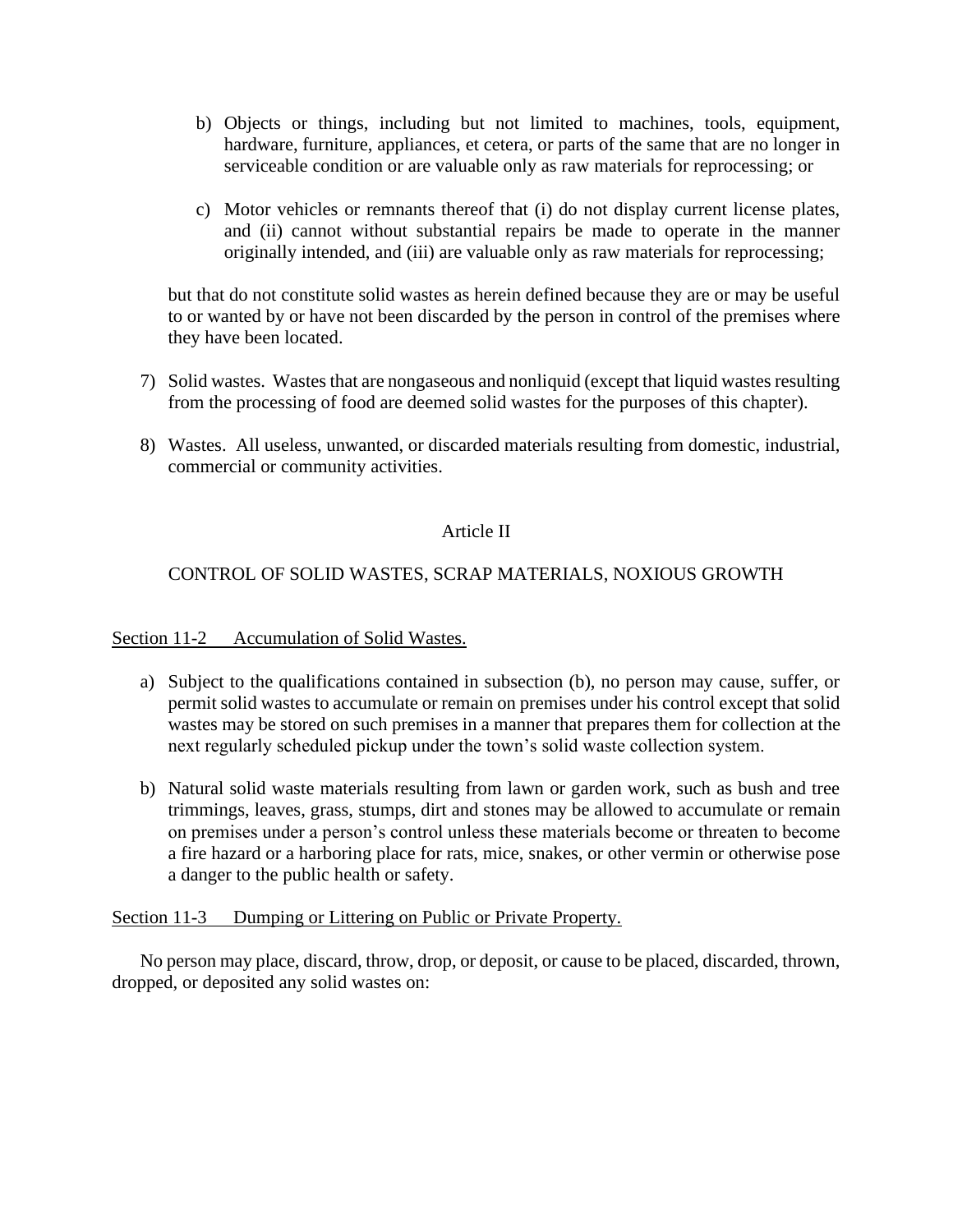b) Objects or things, including but not limited to machines, tools, equipment, hardware, furniture, appliances, et cetera, or parts of the same that are no longer in serviceable condition or are valuable only as raw materials for reprocessing; or

c) Motor vehicles or remnants thereof that (i) do not display current license plates, and (ii) cannot without substantial repairs be made to operate in the manner originally intended, and (iii) are valuable only as raw materials for reprocessing;

but that do not constitute solid wastes as herein defined because they are or may be useful to or wanted by or have not been discarded by the person in control of the premises where they have been located.

7) Solid wastes. Wastes that are nongaseous and nonliquid (except that liquid wastes resulting from the processing of food are deemed solid wastes for the purposes of this chapter).

8) Wastes. All useless, unwanted, or discarded materials resulting from domestic, industrial, commercial or community activities.

## Article II

## CONTROL OF SOLID WASTES, SCRAP MATERIALS, NOXIOUS GROWTH

### Section 11-2 Accumulation of Solid Wastes.

a) Subject to the qualifications contained in subsection (b), no person may cause, suffer, or permit solid wastes to accumulate or remain on premises under his control except that solid wastes may be stored on such premises in a manner that prepares them for collection at the next regularly scheduled pickup under the town's solid waste collection system.

b) Natural solid waste materials resulting from lawn or garden work, such as bush and tree trimmings, leaves, grass, stumps, dirt and stones may be allowed to accumulate or remain on premises under a person's control unless these materials become or threaten to become a fire hazard or a harboring place for rats, mice, snakes, or other vermin or otherwise pose a danger to the public health or safety.

### Section 11-3 Dumping or Littering on Public or Private Property.

No person may place, discard, throw, drop, or deposit, or cause to be placed, discarded, thrown, dropped, or deposited any solid wastes on: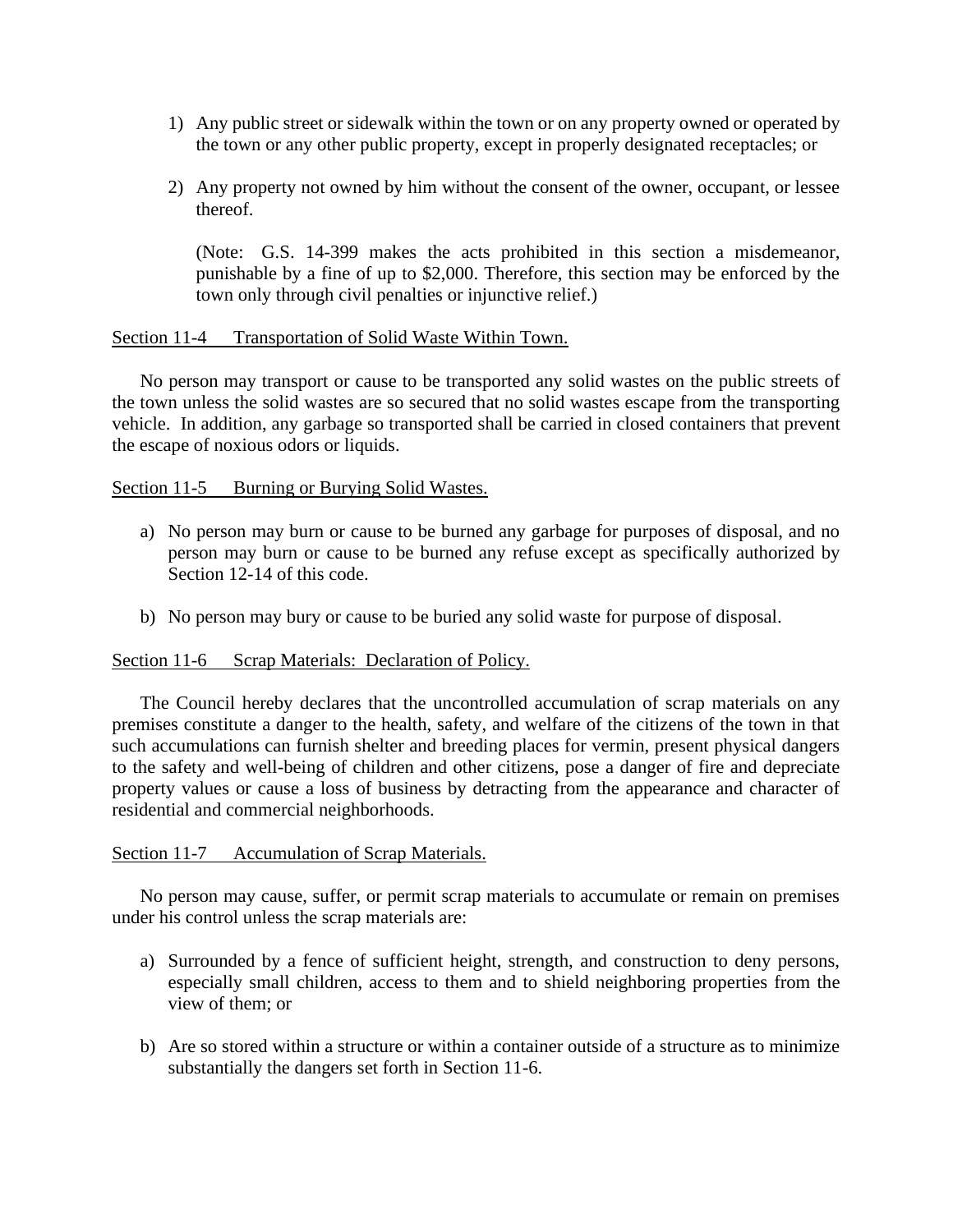1) Any public street or sidewalk within the town or on any property owned or operated by the town or any other public property, except in properly designated receptacles; or

2) Any property not owned by him without the consent of the owner, occupant, or lessee thereof.

(Note: G.S. 14-399 makes the acts prohibited in this section a misdemeanor, punishable by a fine of up to $2,000. Therefore, this section may be enforced by the town only through civil penalties or injunctive relief.)

Section 11-4 Transportation of Solid Waste Within Town.

No person may transport or cause to be transported any solid wastes on the public streets of the town unless the solid wastes are so secured that no solid wastes escape from the transporting vehicle. In addition, any garbage so transported shall be carried in closed containers that prevent the escape of noxious odors or liquids.

Section 11-5 Burning or Burying Solid Wastes.

a) No person may burn or cause to be burned any garbage for purposes of disposal, and no person may burn or cause to be burned any refuse except as specifically authorized by Section 12-14 of this code.

b) No person may bury or cause to be buried any solid waste for purpose of disposal.

Section 11-6 Scrap Materials: Declaration of Policy.

The Council hereby declares that the uncontrolled accumulation of scrap materials on any premises constitute a danger to the health, safety, and welfare of the citizens of the town in that such accumulations can furnish shelter and breeding places for vermin, present physical dangers to the safety and well-being of children and other citizens, pose a danger of fire and depreciate property values or cause a loss of business by detracting from the appearance and character of residential and commercial neighborhoods.

Section 11-7 Accumulation of Scrap Materials.

No person may cause, suffer, or permit scrap materials to accumulate or remain on premises under his control unless the scrap materials are:

a) Surrounded by a fence of sufficient height, strength, and construction to deny persons, especially small children, access to them and to shield neighboring properties from the view of them; or

b) Are so stored within a structure or within a container outside of a structure as to minimize substantially the dangers set forth in Section 11-6.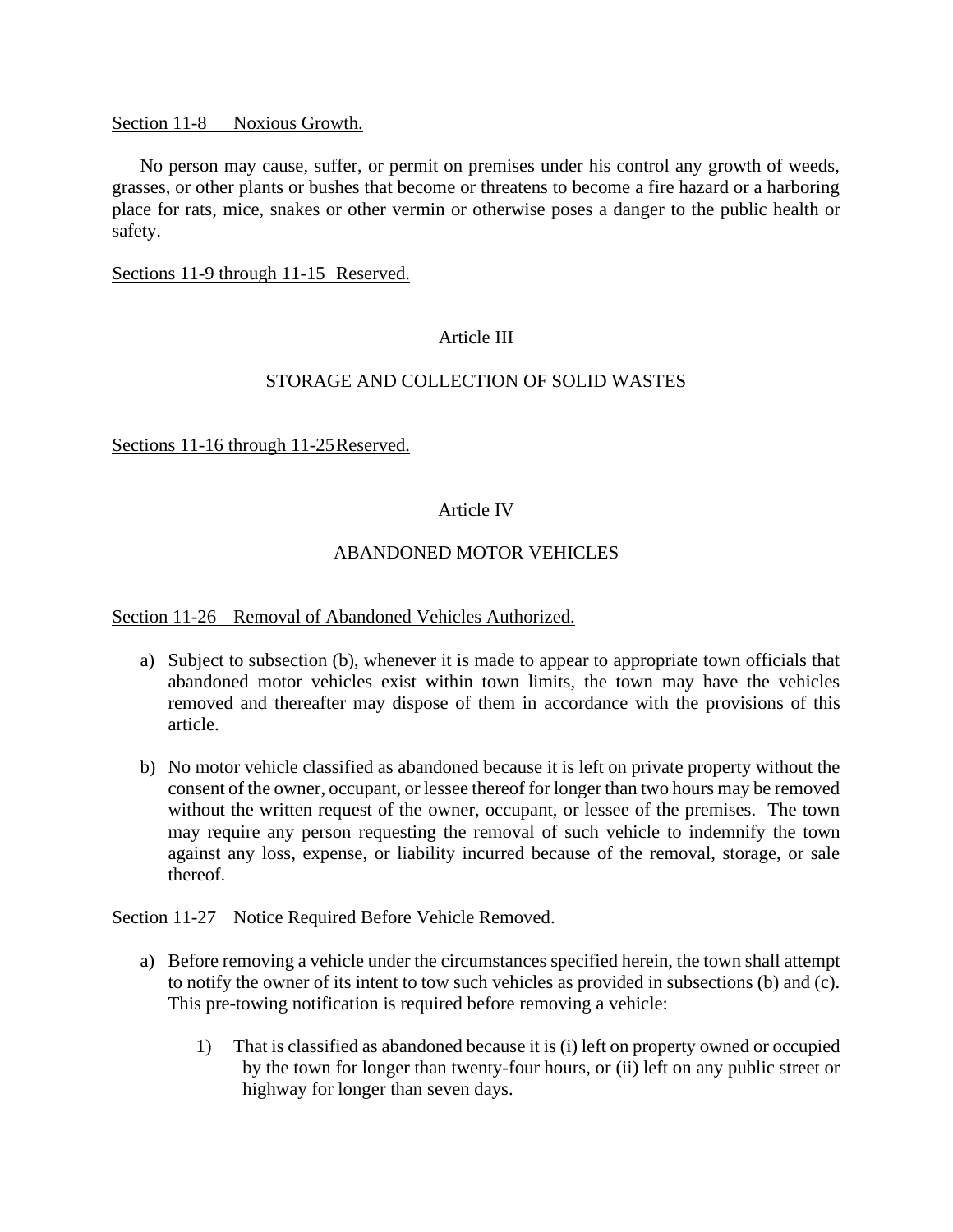Section 11-8 Noxious Growth.

No person may cause, suffer, or permit on premises under his control any growth of weeds, grasses, or other plants or bushes that become or threatens to become a fire hazard or a harboring place for rats, mice, snakes or other vermin or otherwise poses a danger to the public health or safety.

Sections 11-9 through 11-15 Reserved.

## Article III

## STORAGE AND COLLECTION OF SOLID WASTES

Sections 11-16 through 11-25 Reserved.

## Article IV

## ABANDONED MOTOR VEHICLES

Section 11-26 Removal of Abandoned Vehicles Authorized.

a) Subject to subsection (b), whenever it is made to appear to appropriate town officials that abandoned motor vehicles exist within town limits, the town may have the vehicles removed and thereafter may dispose of them in accordance with the provisions of this article.

b) No motor vehicle classified as abandoned because it is left on private property without the consent of the owner, occupant, or lessee thereof for longer than two hours may be removed without the written request of the owner, occupant, or lessee of the premises. The town may require any person requesting the removal of such vehicle to indemnify the town against any loss, expense, or liability incurred because of the removal, storage, or sale thereof.

Section 11-27 Notice Required Before Vehicle Removed.

a) Before removing a vehicle under the circumstances specified herein, the town shall attempt to notify the owner of its intent to tow such vehicles as provided in subsections (b) and (c). This pre-towing notification is required before removing a vehicle:

   1) That is classified as abandoned because it is (i) left on property owned or occupied by the town for longer than twenty-four hours, or (ii) left on any public street or highway for longer than seven days.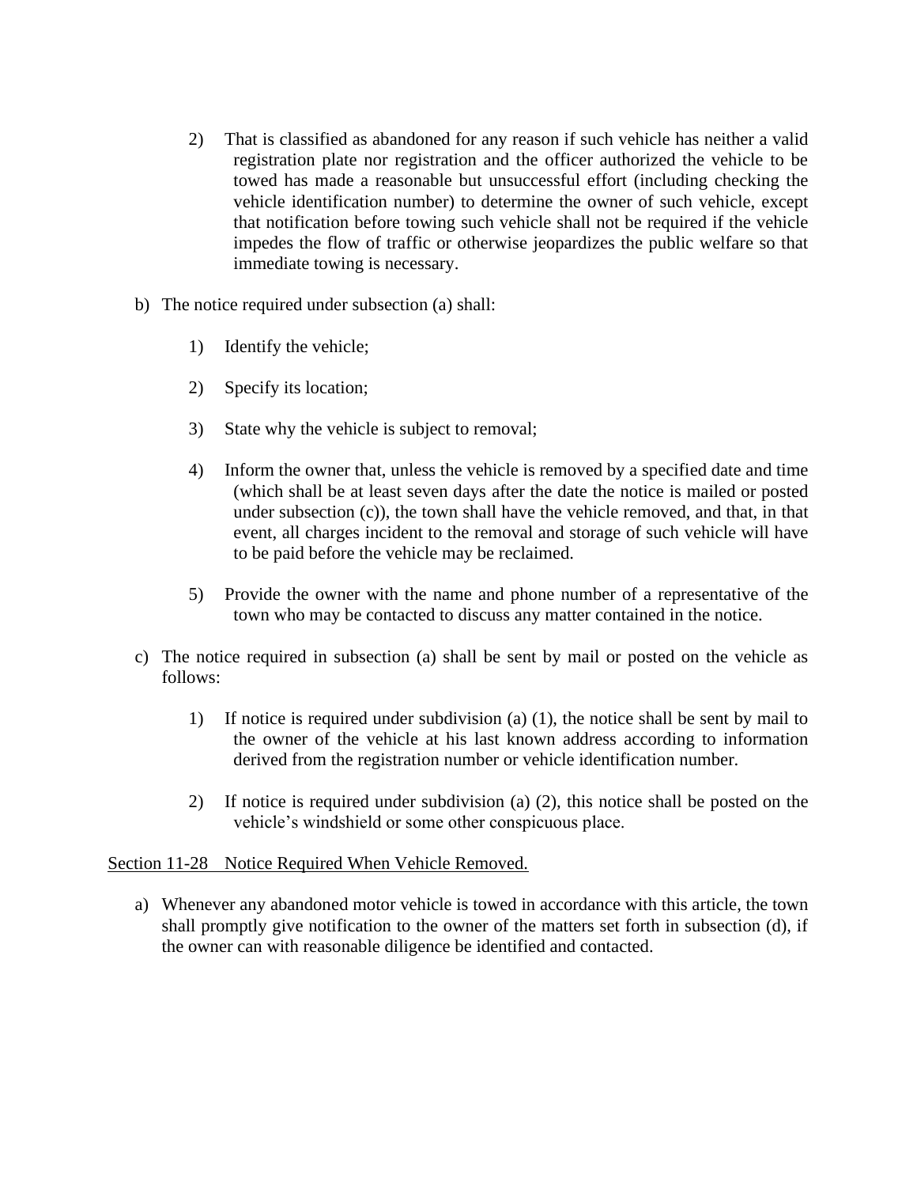2) That is classified as abandoned for any reason if such vehicle has neither a valid registration plate nor registration and the officer authorized the vehicle to be towed has made a reasonable but unsuccessful effort (including checking the vehicle identification number) to determine the owner of such vehicle, except that notification before towing such vehicle shall not be required if the vehicle impedes the flow of traffic or otherwise jeopardizes the public welfare so that immediate towing is necessary.

b) The notice required under subsection (a) shall:

1) Identify the vehicle;

2) Specify its location;

3) State why the vehicle is subject to removal;

4) Inform the owner that, unless the vehicle is removed by a specified date and time (which shall be at least seven days after the date the notice is mailed or posted under subsection (c)), the town shall have the vehicle removed, and that, in that event, all charges incident to the removal and storage of such vehicle will have to be paid before the vehicle may be reclaimed.

5) Provide the owner with the name and phone number of a representative of the town who may be contacted to discuss any matter contained in the notice.

c) The notice required in subsection (a) shall be sent by mail or posted on the vehicle as follows:

1) If notice is required under subdivision (a) (1), the notice shall be sent by mail to the owner of the vehicle at his last known address according to information derived from the registration number or vehicle identification number.

2) If notice is required under subdivision (a) (2), this notice shall be posted on the vehicle's windshield or some other conspicuous place.

Section 11-28 Notice Required When Vehicle Removed.

a) Whenever any abandoned motor vehicle is towed in accordance with this article, the town shall promptly give notification to the owner of the matters set forth in subsection (d), if the owner can with reasonable diligence be identified and contacted.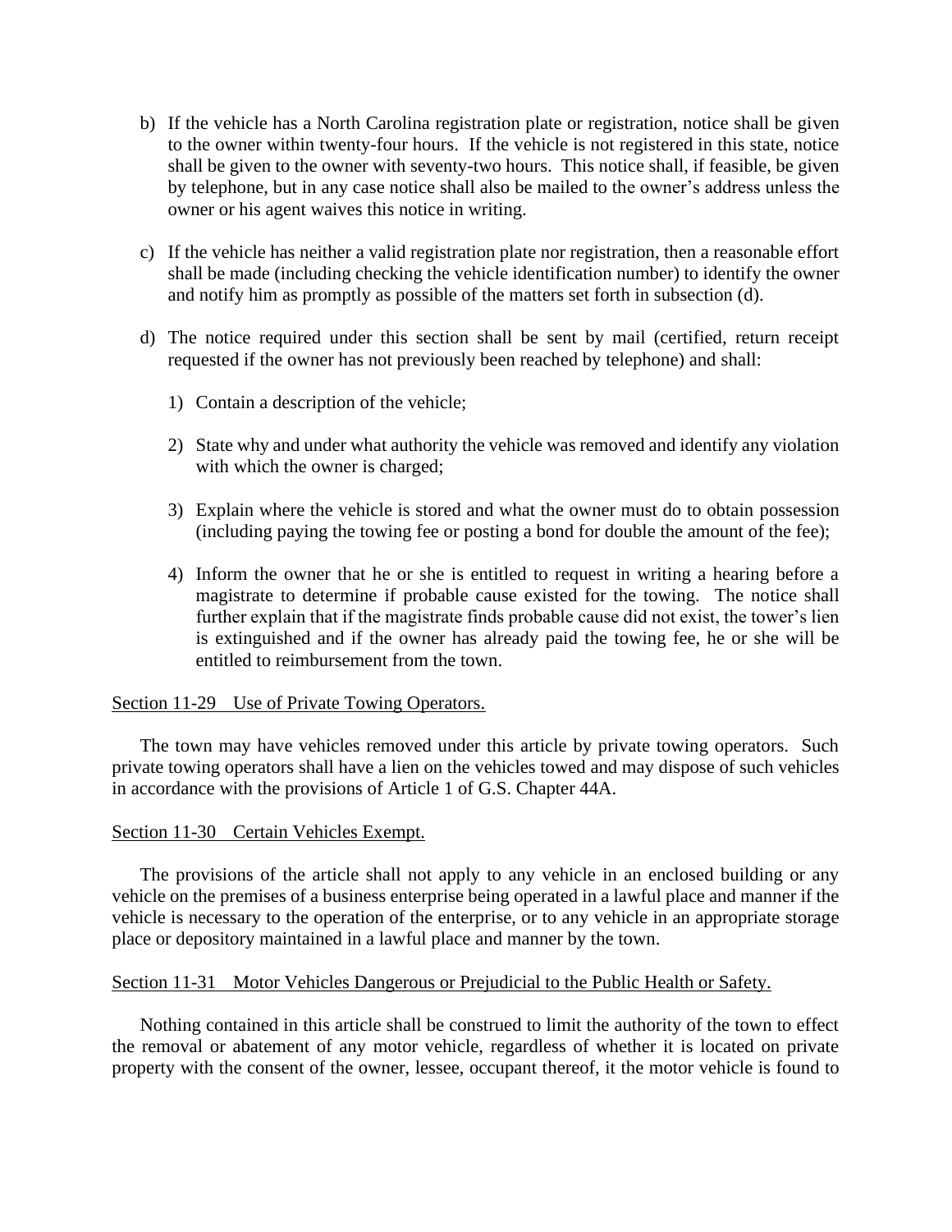b) If the vehicle has a North Carolina registration plate or registration, notice shall be given to the owner within twenty-four hours. If the vehicle is not registered in this state, notice shall be given to the owner with seventy-two hours. This notice shall, if feasible, be given by telephone, but in any case notice shall also be mailed to the owner's address unless the owner or his agent waives this notice in writing.

c) If the vehicle has neither a valid registration plate nor registration, then a reasonable effort shall be made (including checking the vehicle identification number) to identify the owner and notify him as promptly as possible of the matters set forth in subsection (d).

d) The notice required under this section shall be sent by mail (certified, return receipt requested if the owner has not previously been reached by telephone) and shall:

   1) Contain a description of the vehicle;

   2) State why and under what authority the vehicle was removed and identify any violation with which the owner is charged;

   3) Explain where the vehicle is stored and what the owner must do to obtain possession (including paying the towing fee or posting a bond for double the amount of the fee);

   4) Inform the owner that he or she is entitled to request in writing a hearing before a magistrate to determine if probable cause existed for the towing. The notice shall further explain that if the magistrate finds probable cause did not exist, the tower's lien is extinguished and if the owner has already paid the towing fee, he or she will be entitled to reimbursement from the town.

<u>Section 11-29 Use of Private Towing Operators.</u>

The town may have vehicles removed under this article by private towing operators. Such private towing operators shall have a lien on the vehicles towed and may dispose of such vehicles in accordance with the provisions of Article 1 of G.S. Chapter 44A.

<u>Section 11-30 Certain Vehicles Exempt.</u>

The provisions of the article shall not apply to any vehicle in an enclosed building or any vehicle on the premises of a business enterprise being operated in a lawful place and manner if the vehicle is necessary to the operation of the enterprise, or to any vehicle in an appropriate storage place or depository maintained in a lawful place and manner by the town.

<u>Section 11-31 Motor Vehicles Dangerous or Prejudicial to the Public Health or Safety.</u>

Nothing contained in this article shall be construed to limit the authority of the town to effect the removal or abatement of any motor vehicle, regardless of whether it is located on private property with the consent of the owner, lessee, occupant thereof, it the motor vehicle is found to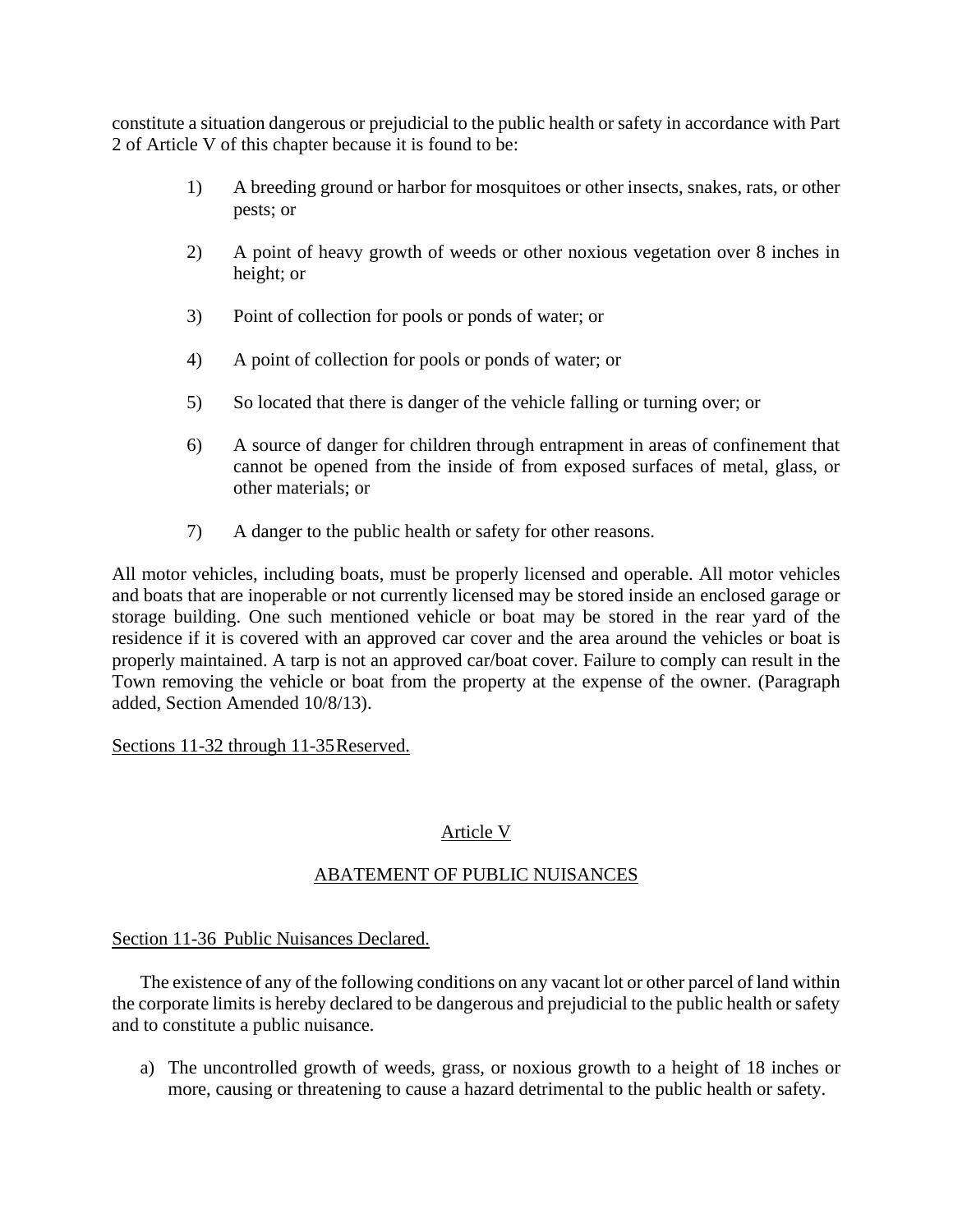constitute a situation dangerous or prejudicial to the public health or safety in accordance with Part 2 of Article V of this chapter because it is found to be:

1) A breeding ground or harbor for mosquitoes or other insects, snakes, rats, or other pests; or

2) A point of heavy growth of weeds or other noxious vegetation over 8 inches in height; or

3) Point of collection for pools or ponds of water; or

4) A point of collection for pools or ponds of water; or

5) So located that there is danger of the vehicle falling or turning over; or

6) A source of danger for children through entrapment in areas of confinement that cannot be opened from the inside of from exposed surfaces of metal, glass, or other materials; or

7) A danger to the public health or safety for other reasons.

All motor vehicles, including boats, must be properly licensed and operable. All motor vehicles and boats that are inoperable or not currently licensed may be stored inside an enclosed garage or storage building. One such mentioned vehicle or boat may be stored in the rear yard of the residence if it is covered with an approved car cover and the area around the vehicles or boat is properly maintained. A tarp is not an approved car/boat cover. Failure to comply can result in the Town removing the vehicle or boat from the property at the expense of the owner. (Paragraph added, Section Amended 10/8/13).

Sections 11-32 through 11-35 Reserved.

## Article V

## ABATEMENT OF PUBLIC NUISANCES

### Section 11-36 Public Nuisances Declared.

The existence of any of the following conditions on any vacant lot or other parcel of land within the corporate limits is hereby declared to be dangerous and prejudicial to the public health or safety and to constitute a public nuisance.

a) The uncontrolled growth of weeds, grass, or noxious growth to a height of 18 inches or more, causing or threatening to cause a hazard detrimental to the public health or safety.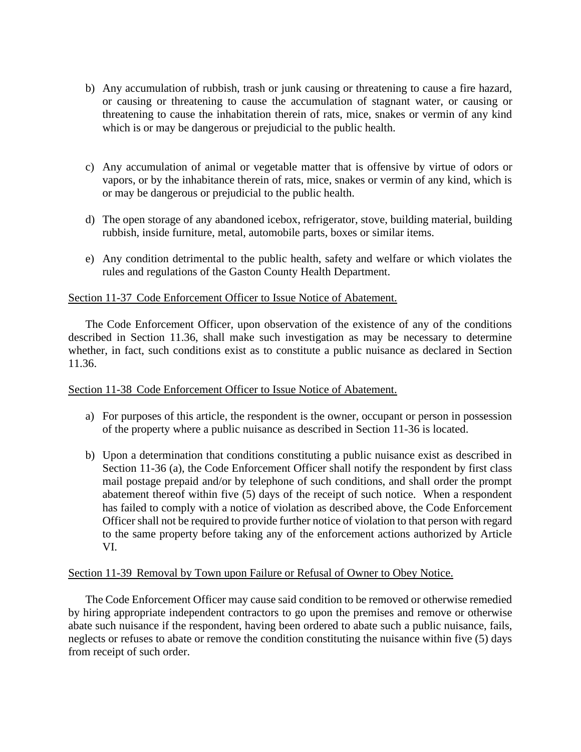b) Any accumulation of rubbish, trash or junk causing or threatening to cause a fire hazard, or causing or threatening to cause the accumulation of stagnant water, or causing or threatening to cause the inhabitation therein of rats, mice, snakes or vermin of any kind which is or may be dangerous or prejudicial to the public health.

c) Any accumulation of animal or vegetable matter that is offensive by virtue of odors or vapors, or by the inhabitance therein of rats, mice, snakes or vermin of any kind, which is or may be dangerous or prejudicial to the public health.

d) The open storage of any abandoned icebox, refrigerator, stove, building material, building rubbish, inside furniture, metal, automobile parts, boxes or similar items.

e) Any condition detrimental to the public health, safety and welfare or which violates the rules and regulations of the Gaston County Health Department.

<u>Section 11-37 Code Enforcement Officer to Issue Notice of Abatement.</u>

The Code Enforcement Officer, upon observation of the existence of any of the conditions described in Section 11.36, shall make such investigation as may be necessary to determine whether, in fact, such conditions exist as to constitute a public nuisance as declared in Section 11.36.

<u>Section 11-38 Code Enforcement Officer to Issue Notice of Abatement.</u>

a) For purposes of this article, the respondent is the owner, occupant or person in possession of the property where a public nuisance as described in Section 11-36 is located.

b) Upon a determination that conditions constituting a public nuisance exist as described in Section 11-36 (a), the Code Enforcement Officer shall notify the respondent by first class mail postage prepaid and/or by telephone of such conditions, and shall order the prompt abatement thereof within five (5) days of the receipt of such notice. When a respondent has failed to comply with a notice of violation as described above, the Code Enforcement Officer shall not be required to provide further notice of violation to that person with regard to the same property before taking any of the enforcement actions authorized by Article VI.

<u>Section 11-39 Removal by Town upon Failure or Refusal of Owner to Obey Notice.</u>

The Code Enforcement Officer may cause said condition to be removed or otherwise remedied by hiring appropriate independent contractors to go upon the premises and remove or otherwise abate such nuisance if the respondent, having been ordered to abate such a public nuisance, fails, neglects or refuses to abate or remove the condition constituting the nuisance within five (5) days from receipt of such order.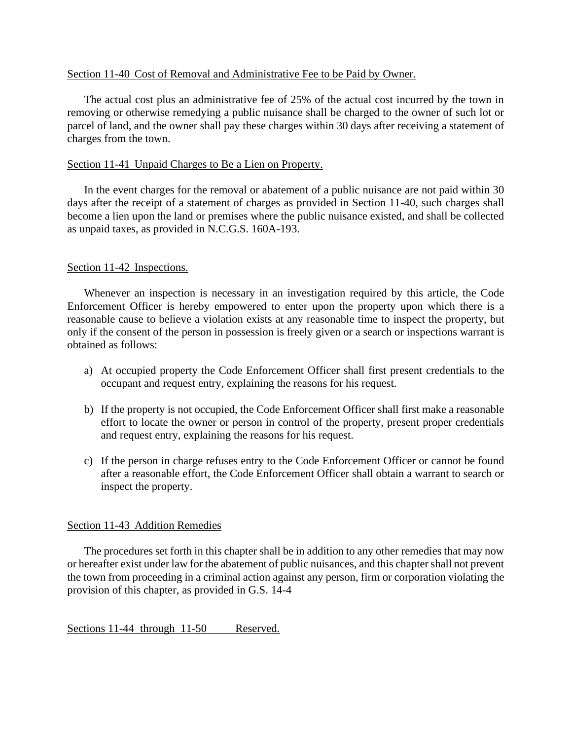Section 11-40 Cost of Removal and Administrative Fee to be Paid by Owner.

The actual cost plus an administrative fee of 25% of the actual cost incurred by the town in removing or otherwise remedying a public nuisance shall be charged to the owner of such lot or parcel of land, and the owner shall pay these charges within 30 days after receiving a statement of charges from the town.

Section 11-41 Unpaid Charges to Be a Lien on Property.

In the event charges for the removal or abatement of a public nuisance are not paid within 30 days after the receipt of a statement of charges as provided in Section 11-40, such charges shall become a lien upon the land or premises where the public nuisance existed, and shall be collected as unpaid taxes, as provided in N.C.G.S. 160A-193.

Section 11-42 Inspections.

Whenever an inspection is necessary in an investigation required by this article, the Code Enforcement Officer is hereby empowered to enter upon the property upon which there is a reasonable cause to believe a violation exists at any reasonable time to inspect the property, but only if the consent of the person in possession is freely given or a search or inspections warrant is obtained as follows:

a) At occupied property the Code Enforcement Officer shall first present credentials to the occupant and request entry, explaining the reasons for his request.

b) If the property is not occupied, the Code Enforcement Officer shall first make a reasonable effort to locate the owner or person in control of the property, present proper credentials and request entry, explaining the reasons for his request.

c) If the person in charge refuses entry to the Code Enforcement Officer or cannot be found after a reasonable effort, the Code Enforcement Officer shall obtain a warrant to search or inspect the property.

Section 11-43 Addition Remedies

The procedures set forth in this chapter shall be in addition to any other remedies that may now or hereafter exist under law for the abatement of public nuisances, and this chapter shall not prevent the town from proceeding in a criminal action against any person, firm or corporation violating the provision of this chapter, as provided in G.S. 14-4

Sections 11-44 through 11-50 Reserved.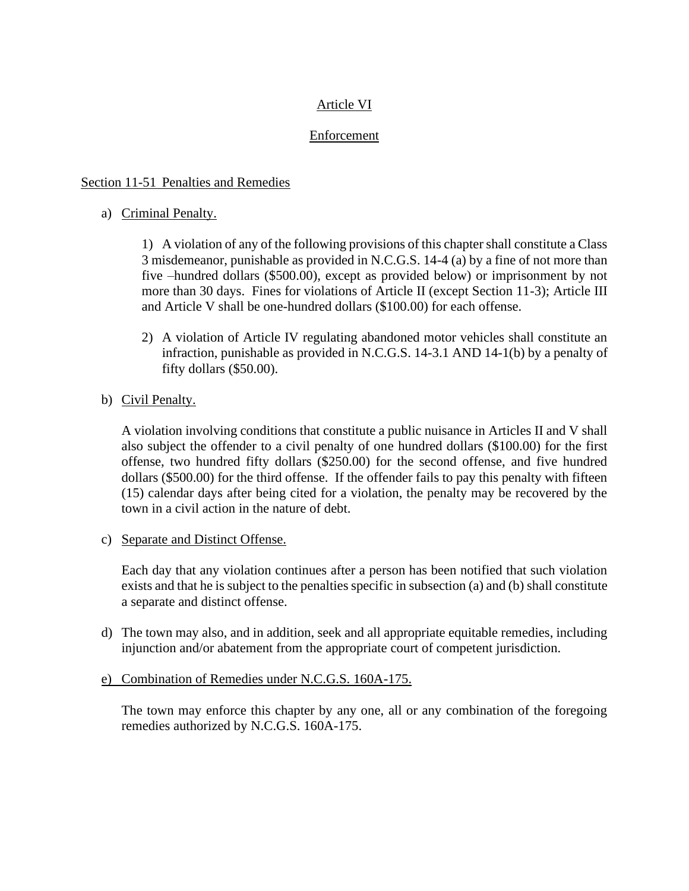## Article VI

## Enforcement

### Section 11-51 Penalties and Remedies

a) Criminal Penalty.

1) A violation of any of the following provisions of this chapter shall constitute a Class 3 misdemeanor, punishable as provided in N.C.G.S. 14-4 (a) by a fine of not more than five –hundred dollars ($500.00), except as provided below) or imprisonment by not more than 30 days. Fines for violations of Article II (except Section 11-3); Article III and Article V shall be one-hundred dollars ($100.00) for each offense.

2) A violation of Article IV regulating abandoned motor vehicles shall constitute an infraction, punishable as provided in N.C.G.S. 14-3.1 AND 14-1(b) by a penalty of fifty dollars ($50.00).

b) Civil Penalty.

A violation involving conditions that constitute a public nuisance in Articles II and V shall also subject the offender to a civil penalty of one hundred dollars ($100.00) for the first offense, two hundred fifty dollars ($250.00) for the second offense, and five hundred dollars ($500.00) for the third offense. If the offender fails to pay this penalty with fifteen (15) calendar days after being cited for a violation, the penalty may be recovered by the town in a civil action in the nature of debt.

c) Separate and Distinct Offense.

Each day that any violation continues after a person has been notified that such violation exists and that he is subject to the penalties specific in subsection (a) and (b) shall constitute a separate and distinct offense.

d) The town may also, and in addition, seek and all appropriate equitable remedies, including injunction and/or abatement from the appropriate court of competent jurisdiction.

e) Combination of Remedies under N.C.G.S. 160A-175.

The town may enforce this chapter by any one, all or any combination of the foregoing remedies authorized by N.C.G.S. 160A-175.